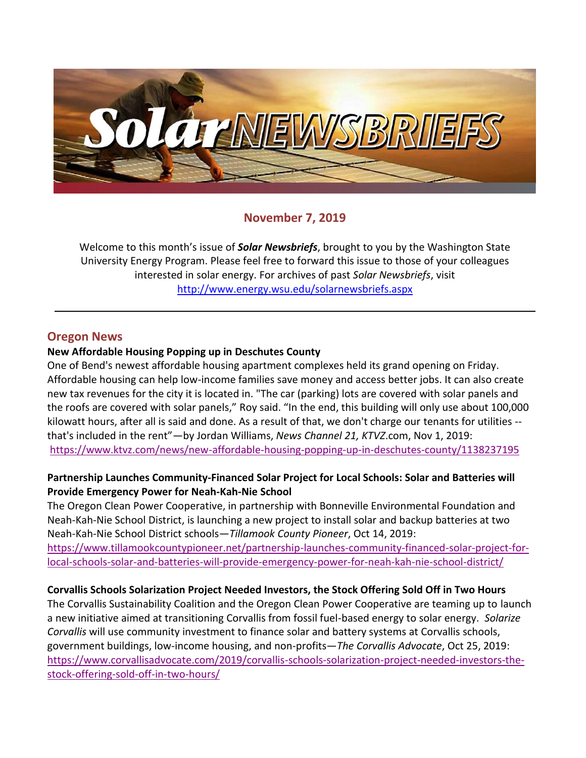# Solar NEWSBRIEFS

## November 7, 2019

Welcome to this month's issue of ***Solar Newsbriefs***, brought to you by the Washington State University Energy Program. Please feel free to forward this issue to those of your colleagues interested in solar energy. For archives of past *Solar Newsbriefs*, visit http://www.energy.wsu.edu/solarnewsbriefs.aspx

---

## Oregon News

**New Affordable Housing Popping up in Deschutes County**

One of Bend's newest affordable housing apartment complexes held its grand opening on Friday. Affordable housing can help low-income families save money and access better jobs. It can also create new tax revenues for the city it is located in. "The car (parking) lots are covered with solar panels and the roofs are covered with solar panels," Roy said. "In the end, this building will only use about 100,000 kilowatt hours, after all is said and done. As a result of that, we don't charge our tenants for utilities -- that's included in the rent"—by Jordan Williams, *News Channel 21, KTVZ*.com, Nov 1, 2019: https://www.ktvz.com/news/new-affordable-housing-popping-up-in-deschutes-county/1138237195

**Partnership Launches Community-Financed Solar Project for Local Schools: Solar and Batteries will Provide Emergency Power for Neah-Kah-Nie School**

The Oregon Clean Power Cooperative, in partnership with Bonneville Environmental Foundation and Neah-Kah-Nie School District, is launching a new project to install solar and backup batteries at two Neah-Kah-Nie School District schools—*Tillamook County Pioneer*, Oct 14, 2019: https://www.tillamookcountypioneer.net/partnership-launches-community-financed-solar-project-for-local-schools-solar-and-batteries-will-provide-emergency-power-for-neah-kah-nie-school-district/

**Corvallis Schools Solarization Project Needed Investors, the Stock Offering Sold Off in Two Hours**

The Corvallis Sustainability Coalition and the Oregon Clean Power Cooperative are teaming up to launch a new initiative aimed at transitioning Corvallis from fossil fuel-based energy to solar energy. *Solarize Corvallis* will use community investment to finance solar and battery systems at Corvallis schools, government buildings, low-income housing, and non-profits—*The Corvallis Advocate*, Oct 25, 2019: https://www.corvallisadvocate.com/2019/corvallis-schools-solarization-project-needed-investors-the-stock-offering-sold-off-in-two-hours/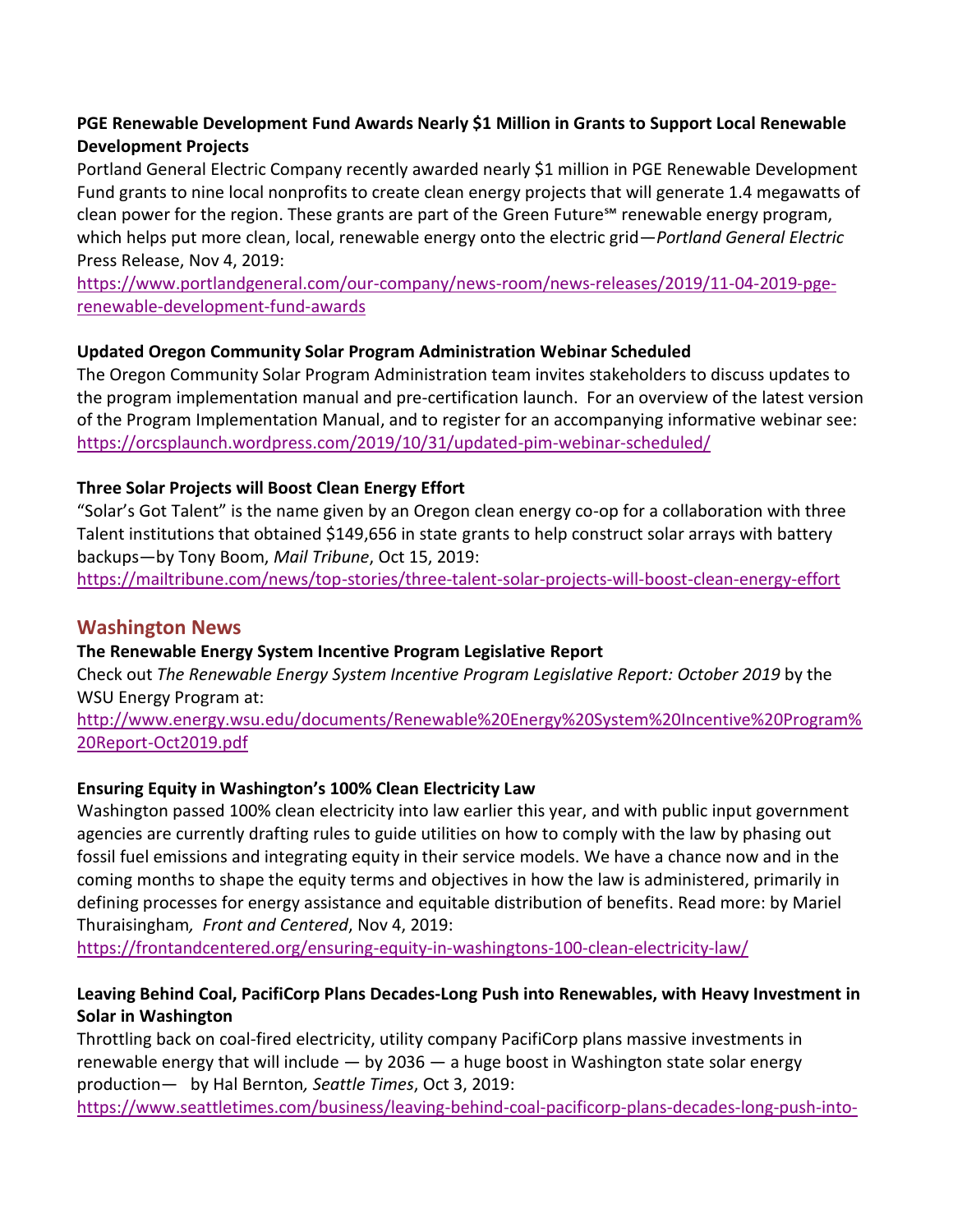**PGE Renewable Development Fund Awards Nearly $1 Million in Grants to Support Local Renewable Development Projects**

Portland General Electric Company recently awarded nearly $1 million in PGE Renewable Development Fund grants to nine local nonprofits to create clean energy projects that will generate 1.4 megawatts of clean power for the region. These grants are part of the Green Future℠ renewable energy program, which helps put more clean, local, renewable energy onto the electric grid—*Portland General Electric* Press Release, Nov 4, 2019:
https://www.portlandgeneral.com/our-company/news-room/news-releases/2019/11-04-2019-pge-renewable-development-fund-awards

**Updated Oregon Community Solar Program Administration Webinar Scheduled**

The Oregon Community Solar Program Administration team invites stakeholders to discuss updates to the program implementation manual and pre-certification launch. For an overview of the latest version of the Program Implementation Manual, and to register for an accompanying informative webinar see: https://orcsplaunch.wordpress.com/2019/10/31/updated-pim-webinar-scheduled/

**Three Solar Projects will Boost Clean Energy Effort**

"Solar's Got Talent" is the name given by an Oregon clean energy co-op for a collaboration with three Talent institutions that obtained $149,656 in state grants to help construct solar arrays with battery backups—by Tony Boom, *Mail Tribune*, Oct 15, 2019:
https://mailtribune.com/news/top-stories/three-talent-solar-projects-will-boost-clean-energy-effort

## Washington News

**The Renewable Energy System Incentive Program Legislative Report**

Check out *The Renewable Energy System Incentive Program Legislative Report: October 2019* by the WSU Energy Program at:
http://www.energy.wsu.edu/documents/Renewable%20Energy%20System%20Incentive%20Program%20Report-Oct2019.pdf

**Ensuring Equity in Washington's 100% Clean Electricity Law**

Washington passed 100% clean electricity into law earlier this year, and with public input government agencies are currently drafting rules to guide utilities on how to comply with the law by phasing out fossil fuel emissions and integrating equity in their service models. We have a chance now and in the coming months to shape the equity terms and objectives in how the law is administered, primarily in defining processes for energy assistance and equitable distribution of benefits. Read more: by Mariel Thuraisingham*, Front and Centered*, Nov 4, 2019:
https://frontandcentered.org/ensuring-equity-in-washingtons-100-clean-electricity-law/

**Leaving Behind Coal, PacifiCorp Plans Decades-Long Push into Renewables, with Heavy Investment in Solar in Washington**

Throttling back on coal-fired electricity, utility company PacifiCorp plans massive investments in renewable energy that will include — by 2036 — a huge boost in Washington state solar energy production— by Hal Bernton*, Seattle Times*, Oct 3, 2019:
https://www.seattletimes.com/business/leaving-behind-coal-pacificorp-plans-decades-long-push-into-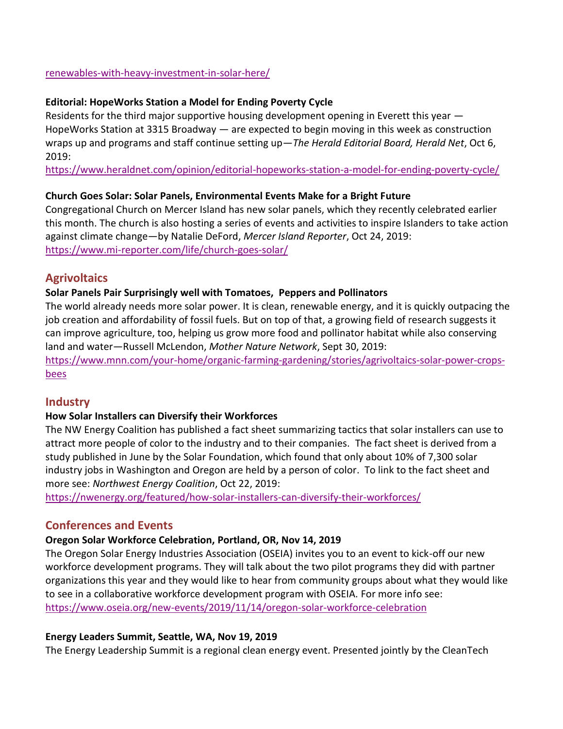[renewables-with-heavy-investment-in-solar-here/](renewables-with-heavy-investment-in-solar-here/)

**Editorial: HopeWorks Station a Model for Ending Poverty Cycle**

Residents for the third major supportive housing development opening in Everett this year — HopeWorks Station at 3315 Broadway — are expected to begin moving in this week as construction wraps up and programs and staff continue setting up—*The Herald Editorial Board, Herald Net*, Oct 6, 2019:
https://www.heraldnet.com/opinion/editorial-hopeworks-station-a-model-for-ending-poverty-cycle/

**Church Goes Solar: Solar Panels, Environmental Events Make for a Bright Future**

Congregational Church on Mercer Island has new solar panels, which they recently celebrated earlier this month. The church is also hosting a series of events and activities to inspire Islanders to take action against climate change—by Natalie DeFord, *Mercer Island Reporter*, Oct 24, 2019:
https://www.mi-reporter.com/life/church-goes-solar/

## Agrivoltaics

**Solar Panels Pair Surprisingly well with Tomatoes, Peppers and Pollinators**

The world already needs more solar power. It is clean, renewable energy, and it is quickly outpacing the job creation and affordability of fossil fuels. But on top of that, a growing field of research suggests it can improve agriculture, too, helping us grow more food and pollinator habitat while also conserving land and water—Russell McLendon, *Mother Nature Network*, Sept 30, 2019:
https://www.mnn.com/your-home/organic-farming-gardening/stories/agrivoltaics-solar-power-crops-bees

## Industry

**How Solar Installers can Diversify their Workforces**

The NW Energy Coalition has published a fact sheet summarizing tactics that solar installers can use to attract more people of color to the industry and to their companies. The fact sheet is derived from a study published in June by the Solar Foundation, which found that only about 10% of 7,300 solar industry jobs in Washington and Oregon are held by a person of color. To link to the fact sheet and more see: *Northwest Energy Coalition*, Oct 22, 2019:
https://nwenergy.org/featured/how-solar-installers-can-diversify-their-workforces/

## Conferences and Events

**Oregon Solar Workforce Celebration, Portland, OR, Nov 14, 2019**

The Oregon Solar Energy Industries Association (OSEIA) invites you to an event to kick-off our new workforce development programs. They will talk about the two pilot programs they did with partner organizations this year and they would like to hear from community groups about what they would like to see in a collaborative workforce development program with OSEIA. For more info see:
https://www.oseia.org/new-events/2019/11/14/oregon-solar-workforce-celebration

**Energy Leaders Summit, Seattle, WA, Nov 19, 2019**

The Energy Leadership Summit is a regional clean energy event. Presented jointly by the CleanTech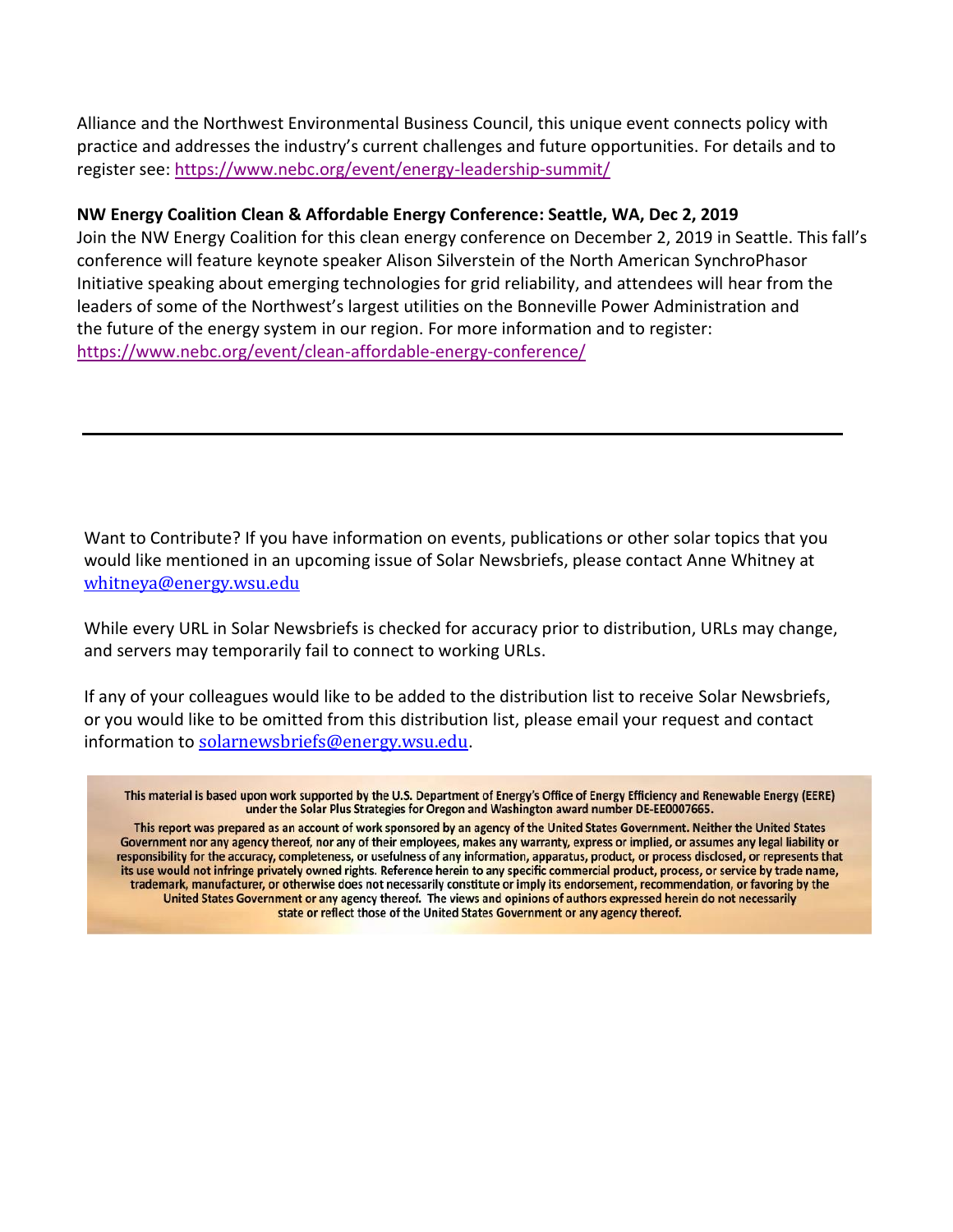Alliance and the Northwest Environmental Business Council, this unique event connects policy with practice and addresses the industry's current challenges and future opportunities. For details and to register see: https://www.nebc.org/event/energy-leadership-summit/

**NW Energy Coalition Clean & Affordable Energy Conference: Seattle, WA, Dec 2, 2019**

Join the NW Energy Coalition for this clean energy conference on December 2, 2019 in Seattle. This fall's conference will feature keynote speaker Alison Silverstein of the North American SynchroPhasor Initiative speaking about emerging technologies for grid reliability, and attendees will hear from the leaders of some of the Northwest's largest utilities on the Bonneville Power Administration and the future of the energy system in our region. For more information and to register: https://www.nebc.org/event/clean-affordable-energy-conference/

---

Want to Contribute? If you have information on events, publications or other solar topics that you would like mentioned in an upcoming issue of Solar Newsbriefs, please contact Anne Whitney at whitneya@energy.wsu.edu

While every URL in Solar Newsbriefs is checked for accuracy prior to distribution, URLs may change, and servers may temporarily fail to connect to working URLs.

If any of your colleagues would like to be added to the distribution list to receive Solar Newsbriefs, or you would like to be omitted from this distribution list, please email your request and contact information to solarnewsbriefs@energy.wsu.edu.

**This material is based upon work supported by the U.S. Department of Energy's Office of Energy Efficiency and Renewable Energy (EERE) under the Solar Plus Strategies for Oregon and Washington award number DE-EE0007665.**

**This report was prepared as an account of work sponsored by an agency of the United States Government. Neither the United States Government nor any agency thereof, nor any of their employees, makes any warranty, express or implied, or assumes any legal liability or responsibility for the accuracy, completeness, or usefulness of any information, apparatus, product, or process disclosed, or represents that its use would not infringe privately owned rights. Reference herein to any specific commercial product, process, or service by trade name, trademark, manufacturer, or otherwise does not necessarily constitute or imply its endorsement, recommendation, or favoring by the United States Government or any agency thereof. The views and opinions of authors expressed herein do not necessarily state or reflect those of the United States Government or any agency thereof.**